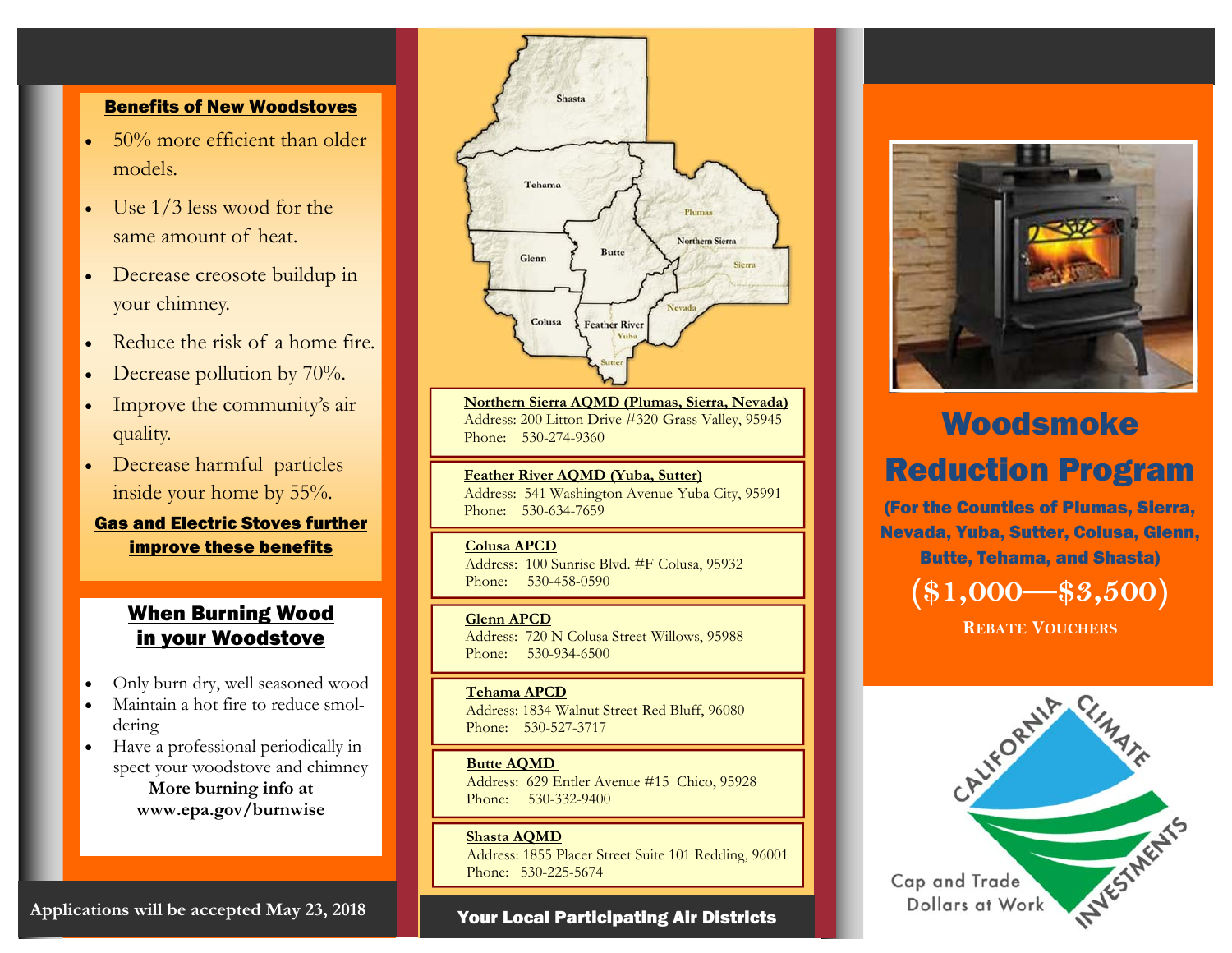## Benefits of New Woodstoves

- 50% more efficient than older models.
- Use 1/3 less wood for the same amount of heat.
- Decrease creosote buildup in your chimney.
- Reduce the risk of a home fire.
- Decrease pollution by 70%.
- Improve the community's air quality.
- Decrease harmful particles inside your home by 55%.

**Gas and Electric Stoves further improve these benefits**

## When Burning Wood in your Woodstove

- Only burn dry, well seasoned wood
- Maintain a hot fire to reduce smoldering
- Have a professional periodically inspect your woodstove and chimney

**More burning info at www.epa.gov/burnwise**

Applications will be accepted May 23, 2018

Shasta, Tehama, Plumas, Northern Sierra, Sierra, Glenn, Butte, Nevada, Colusa, Feather River, Yuba, Sutter

**Northern Sierra AQMD (Plumas, Sierra, Nevada)**
Address: 200 Litton Drive #320 Grass Valley, 95945
Phone: 530-274-9360

**Feather River AQMD (Yuba, Sutter)**
Address: 541 Washington Avenue Yuba City, 95991
Phone: 530-634-7659

**Colusa APCD**
Address: 100 Sunrise Blvd. #F Colusa, 95932
Phone: 530-458-0590

**Glenn APCD**
Address: 720 N Colusa Street Willows, 95988
Phone: 530-934-6500

**Tehama APCD**
Address: 1834 Walnut Street Red Bluff, 96080
Phone: 530-527-3717

**Butte AQMD**
Address: 629 Entler Avenue #15 Chico, 95928
Phone: 530-332-9400

**Shasta AQMD**
Address: 1855 Placer Street Suite 101 Redding, 96001
Phone: 530-225-5674

**Your Local Participating Air Districts**

# Woodsmoke Reduction Program

**(For the Counties of Plumas, Sierra, Nevada, Yuba, Sutter, Colusa, Glenn, Butte, Tehama, and Shasta)**

## ($1,000—$3,500)

**REBATE VOUCHERS**

California Climate Investments

Cap and Trade Dollars at Work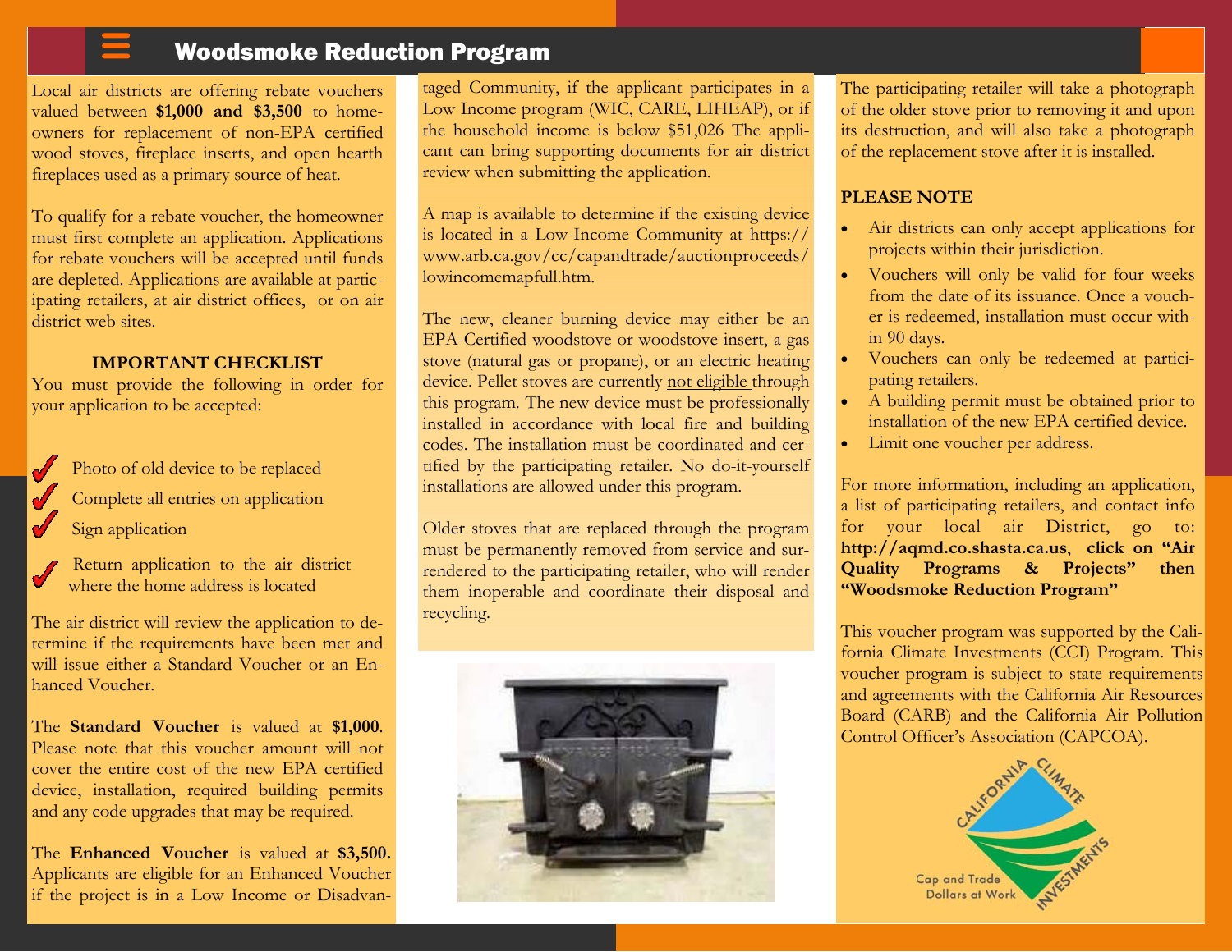# Woodsmoke Reduction Program

Local air districts are offering rebate vouchers valued between **$1,000 and $3,500** to homeowners for replacement of non-EPA certified wood stoves, fireplace inserts, and open hearth fireplaces used as a primary source of heat.

To qualify for a rebate voucher, the homeowner must first complete an application. Applications for rebate vouchers will be accepted until funds are depleted. Applications are available at participating retailers, at air district offices, or on air district web sites.

**IMPORTANT CHECKLIST**

You must provide the following in order for your application to be accepted:

- Photo of old device to be replaced
- Complete all entries on application
- Sign application
- Return application to the air district where the home address is located

The air district will review the application to determine if the requirements have been met and will issue either a Standard Voucher or an Enhanced Voucher.

The **Standard Voucher** is valued at **$1,000**. Please note that this voucher amount will not cover the entire cost of the new EPA certified device, installation, required building permits and any code upgrades that may be required.

The **Enhanced Voucher** is valued at **$3,500.** Applicants are eligible for an Enhanced Voucher if the project is in a Low Income or Disadvantaged Community, if the applicant participates in a Low Income program (WIC, CARE, LIHEAP), or if the household income is below $51,026 The applicant can bring supporting documents for air district review when submitting the application.

A map is available to determine if the existing device is located in a Low-Income Community at https://www.arb.ca.gov/cc/capandtrade/auctionproceeds/lowincomemapfull.htm.

The new, cleaner burning device may either be an EPA-Certified woodstove or woodstove insert, a gas stove (natural gas or propane), or an electric heating device. Pellet stoves are currently not eligible through this program. The new device must be professionally installed in accordance with local fire and building codes. The installation must be coordinated and certified by the participating retailer. No do-it-yourself installations are allowed under this program.

Older stoves that are replaced through the program must be permanently removed from service and surrendered to the participating retailer, who will render them inoperable and coordinate their disposal and recycling.

The participating retailer will take a photograph of the older stove prior to removing it and upon its destruction, and will also take a photograph of the replacement stove after it is installed.

**PLEASE NOTE**

- Air districts can only accept applications for projects within their jurisdiction.
- Vouchers will only be valid for four weeks from the date of its issuance. Once a voucher is redeemed, installation must occur within 90 days.
- Vouchers can only be redeemed at participating retailers.
- A building permit must be obtained prior to installation of the new EPA certified device.
- Limit one voucher per address.

For more information, including an application, a list of participating retailers, and contact info for your local air District, go to: **http://aqmd.co.shasta.ca.us**, **click on "Air Quality Programs & Projects" then "Woodsmoke Reduction Program"**

This voucher program was supported by the California Climate Investments (CCI) Program. This voucher program is subject to state requirements and agreements with the California Air Resources Board (CARB) and the California Air Pollution Control Officer's Association (CAPCOA).

California Climate Investments
Cap and Trade Dollars at Work